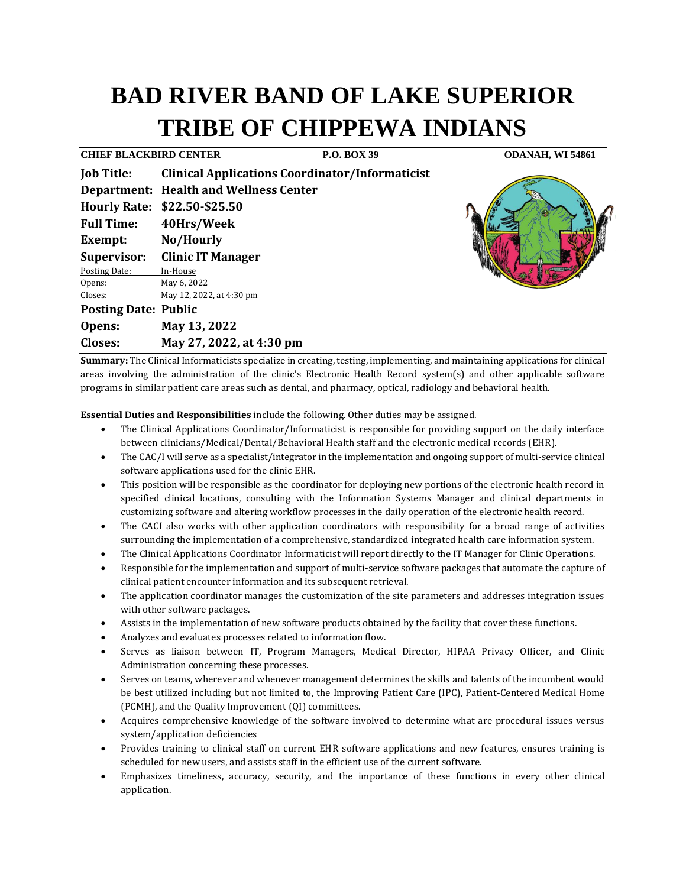# BAD RIVER BAND OF LAKE SUPERIOR TRIBE OF CHIPPEWA INDIANS

**CHIEF BLACKBIRD CENTER** **P.O. BOX 39** **ODANAH, WI 54861**

**Job Title:** **Clinical Applications Coordinator/Informaticist**
**Department:** **Health and Wellness Center**
**Hourly Rate:** **$22.50-$25.50**
**Full Time:** **40Hrs/Week**
**Exempt:** **No/Hourly**
**Supervisor:** **Clinic IT Manager**
Posting Date: In-House
Opens: May 6, 2022
Closes: May 12, 2022, at 4:30 pm
**Posting Date: Public**
**Opens:** **May 13, 2022**
**Closes:** **May 27, 2022, at 4:30 pm**

**Summary:** The Clinical Informaticists specialize in creating, testing, implementing, and maintaining applications for clinical areas involving the administration of the clinic's Electronic Health Record system(s) and other applicable software programs in similar patient care areas such as dental, and pharmacy, optical, radiology and behavioral health.

**Essential Duties and Responsibilities** include the following. Other duties may be assigned.

- The Clinical Applications Coordinator/Informaticist is responsible for providing support on the daily interface between clinicians/Medical/Dental/Behavioral Health staff and the electronic medical records (EHR).
- The CAC/I will serve as a specialist/integrator in the implementation and ongoing support of multi-service clinical software applications used for the clinic EHR.
- This position will be responsible as the coordinator for deploying new portions of the electronic health record in specified clinical locations, consulting with the Information Systems Manager and clinical departments in customizing software and altering workflow processes in the daily operation of the electronic health record.
- The CACI also works with other application coordinators with responsibility for a broad range of activities surrounding the implementation of a comprehensive, standardized integrated health care information system.
- The Clinical Applications Coordinator Informaticist will report directly to the IT Manager for Clinic Operations.
- Responsible for the implementation and support of multi-service software packages that automate the capture of clinical patient encounter information and its subsequent retrieval.
- The application coordinator manages the customization of the site parameters and addresses integration issues with other software packages.
- Assists in the implementation of new software products obtained by the facility that cover these functions.
- Analyzes and evaluates processes related to information flow.
- Serves as liaison between IT, Program Managers, Medical Director, HIPAA Privacy Officer, and Clinic Administration concerning these processes.
- Serves on teams, wherever and whenever management determines the skills and talents of the incumbent would be best utilized including but not limited to, the Improving Patient Care (IPC), Patient-Centered Medical Home (PCMH), and the Quality Improvement (QI) committees.
- Acquires comprehensive knowledge of the software involved to determine what are procedural issues versus system/application deficiencies
- Provides training to clinical staff on current EHR software applications and new features, ensures training is scheduled for new users, and assists staff in the efficient use of the current software.
- Emphasizes timeliness, accuracy, security, and the importance of these functions in every other clinical application.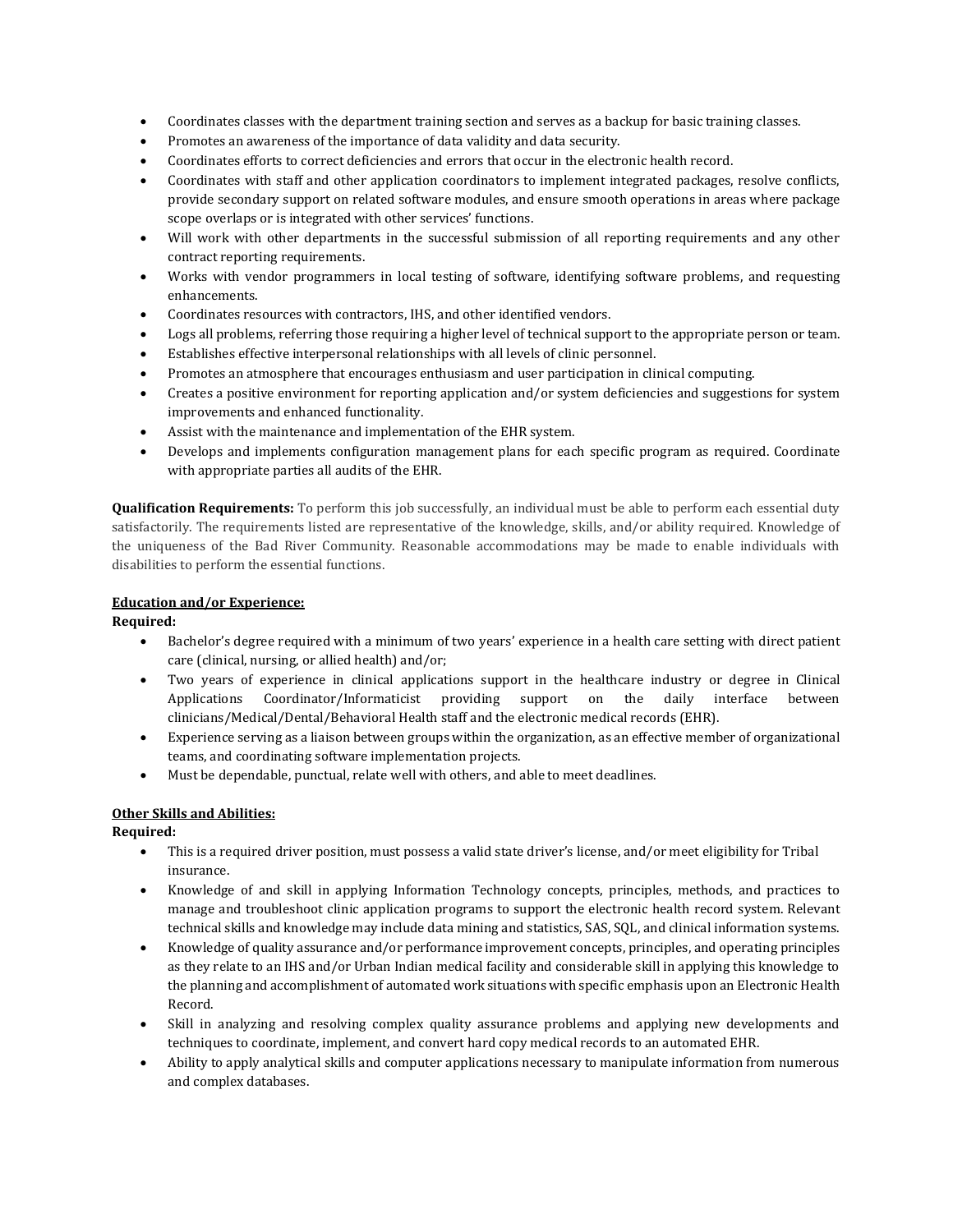- Coordinates classes with the department training section and serves as a backup for basic training classes.
- Promotes an awareness of the importance of data validity and data security.
- Coordinates efforts to correct deficiencies and errors that occur in the electronic health record.
- Coordinates with staff and other application coordinators to implement integrated packages, resolve conflicts, provide secondary support on related software modules, and ensure smooth operations in areas where package scope overlaps or is integrated with other services' functions.
- Will work with other departments in the successful submission of all reporting requirements and any other contract reporting requirements.
- Works with vendor programmers in local testing of software, identifying software problems, and requesting enhancements.
- Coordinates resources with contractors, IHS, and other identified vendors.
- Logs all problems, referring those requiring a higher level of technical support to the appropriate person or team.
- Establishes effective interpersonal relationships with all levels of clinic personnel.
- Promotes an atmosphere that encourages enthusiasm and user participation in clinical computing.
- Creates a positive environment for reporting application and/or system deficiencies and suggestions for system improvements and enhanced functionality.
- Assist with the maintenance and implementation of the EHR system.
- Develops and implements configuration management plans for each specific program as required. Coordinate with appropriate parties all audits of the EHR.

**Qualification Requirements:** To perform this job successfully, an individual must be able to perform each essential duty satisfactorily. The requirements listed are representative of the knowledge, skills, and/or ability required. Knowledge of the uniqueness of the Bad River Community. Reasonable accommodations may be made to enable individuals with disabilities to perform the essential functions.

**Education and/or Experience:**

**Required:**

- Bachelor's degree required with a minimum of two years' experience in a health care setting with direct patient care (clinical, nursing, or allied health) and/or;
- Two years of experience in clinical applications support in the healthcare industry or degree in Clinical Applications Coordinator/Informaticist providing support on the daily interface between clinicians/Medical/Dental/Behavioral Health staff and the electronic medical records (EHR).
- Experience serving as a liaison between groups within the organization, as an effective member of organizational teams, and coordinating software implementation projects.
- Must be dependable, punctual, relate well with others, and able to meet deadlines.

**Other Skills and Abilities:**

**Required:**

- This is a required driver position, must possess a valid state driver's license, and/or meet eligibility for Tribal insurance.
- Knowledge of and skill in applying Information Technology concepts, principles, methods, and practices to manage and troubleshoot clinic application programs to support the electronic health record system. Relevant technical skills and knowledge may include data mining and statistics, SAS, SQL, and clinical information systems.
- Knowledge of quality assurance and/or performance improvement concepts, principles, and operating principles as they relate to an IHS and/or Urban Indian medical facility and considerable skill in applying this knowledge to the planning and accomplishment of automated work situations with specific emphasis upon an Electronic Health Record.
- Skill in analyzing and resolving complex quality assurance problems and applying new developments and techniques to coordinate, implement, and convert hard copy medical records to an automated EHR.
- Ability to apply analytical skills and computer applications necessary to manipulate information from numerous and complex databases.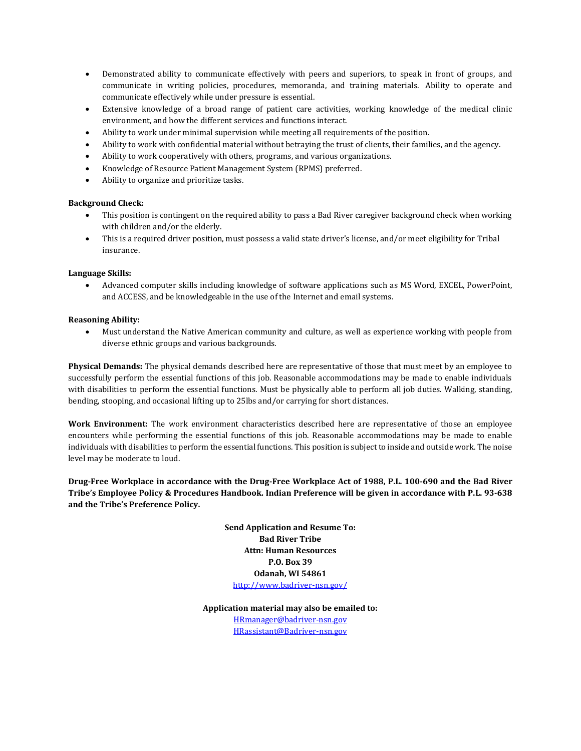- Demonstrated ability to communicate effectively with peers and superiors, to speak in front of groups, and communicate in writing policies, procedures, memoranda, and training materials. Ability to operate and communicate effectively while under pressure is essential.
- Extensive knowledge of a broad range of patient care activities, working knowledge of the medical clinic environment, and how the different services and functions interact.
- Ability to work under minimal supervision while meeting all requirements of the position.
- Ability to work with confidential material without betraying the trust of clients, their families, and the agency.
- Ability to work cooperatively with others, programs, and various organizations.
- Knowledge of Resource Patient Management System (RPMS) preferred.
- Ability to organize and prioritize tasks.

**Background Check:**

- This position is contingent on the required ability to pass a Bad River caregiver background check when working with children and/or the elderly.
- This is a required driver position, must possess a valid state driver's license, and/or meet eligibility for Tribal insurance.

**Language Skills:**

- Advanced computer skills including knowledge of software applications such as MS Word, EXCEL, PowerPoint, and ACCESS, and be knowledgeable in the use of the Internet and email systems.

**Reasoning Ability:**

- Must understand the Native American community and culture, as well as experience working with people from diverse ethnic groups and various backgrounds.

**Physical Demands:** The physical demands described here are representative of those that must meet by an employee to successfully perform the essential functions of this job. Reasonable accommodations may be made to enable individuals with disabilities to perform the essential functions. Must be physically able to perform all job duties. Walking, standing, bending, stooping, and occasional lifting up to 25lbs and/or carrying for short distances.

**Work Environment:** The work environment characteristics described here are representative of those an employee encounters while performing the essential functions of this job. Reasonable accommodations may be made to enable individuals with disabilities to perform the essential functions. This position is subject to inside and outside work. The noise level may be moderate to loud.

**Drug-Free Workplace in accordance with the Drug-Free Workplace Act of 1988, P.L. 100-690 and the Bad River Tribe's Employee Policy & Procedures Handbook. Indian Preference will be given in accordance with P.L. 93-638 and the Tribe's Preference Policy.**

**Send Application and Resume To:**
**Bad River Tribe**
**Attn: Human Resources**
**P.O. Box 39**
**Odanah, WI 54861**
http://www.badriver-nsn.gov/

**Application material may also be emailed to:**
HRmanager@badriver-nsn.gov
HRassistant@Badriver-nsn.gov